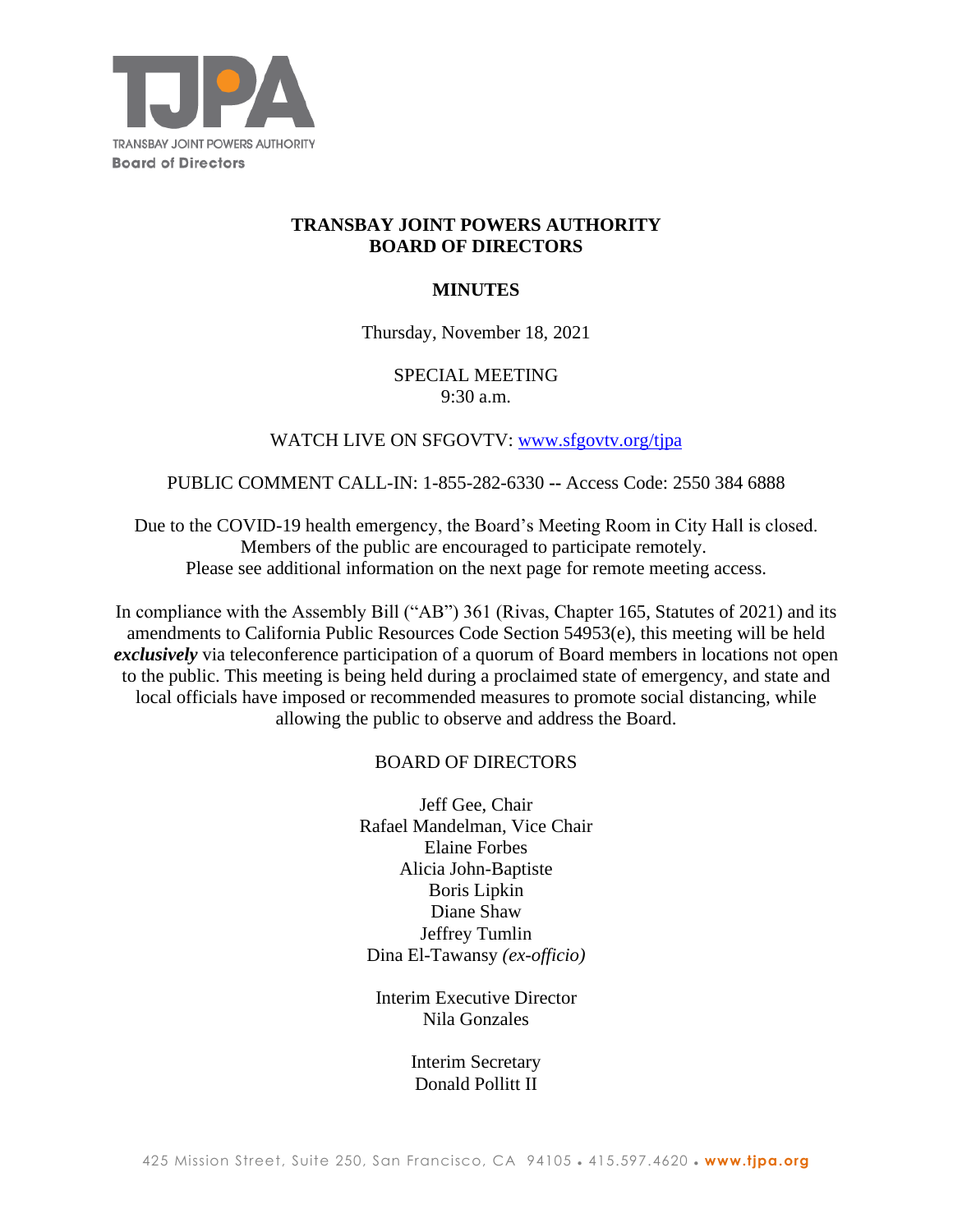TRANSBAY JOINT POWERS AUTHORITY
**Board of Directors**

# TRANSBAY JOINT POWERS AUTHORITY
# BOARD OF DIRECTORS

## MINUTES

Thursday, November 18, 2021

SPECIAL MEETING
9:30 a.m.

WATCH LIVE ON SFGOVTV: www.sfgovtv.org/tjpa

PUBLIC COMMENT CALL-IN: 1-855-282-6330 -- Access Code: 2550 384 6888

Due to the COVID-19 health emergency, the Board's Meeting Room in City Hall is closed.
Members of the public are encouraged to participate remotely.
Please see additional information on the next page for remote meeting access.

In compliance with the Assembly Bill ("AB") 361 (Rivas, Chapter 165, Statutes of 2021) and its amendments to California Public Resources Code Section 54953(e), this meeting will be held ***exclusively*** via teleconference participation of a quorum of Board members in locations not open to the public. This meeting is being held during a proclaimed state of emergency, and state and local officials have imposed or recommended measures to promote social distancing, while allowing the public to observe and address the Board.

BOARD OF DIRECTORS

Jeff Gee, Chair
Rafael Mandelman, Vice Chair
Elaine Forbes
Alicia John-Baptiste
Boris Lipkin
Diane Shaw
Jeffrey Tumlin
Dina El-Tawansy *(ex-officio)*

Interim Executive Director
Nila Gonzales

Interim Secretary
Donald Pollitt II

425 Mission Street, Suite 250, San Francisco, CA 94105 • 415.597.4620 • **www.tjpa.org**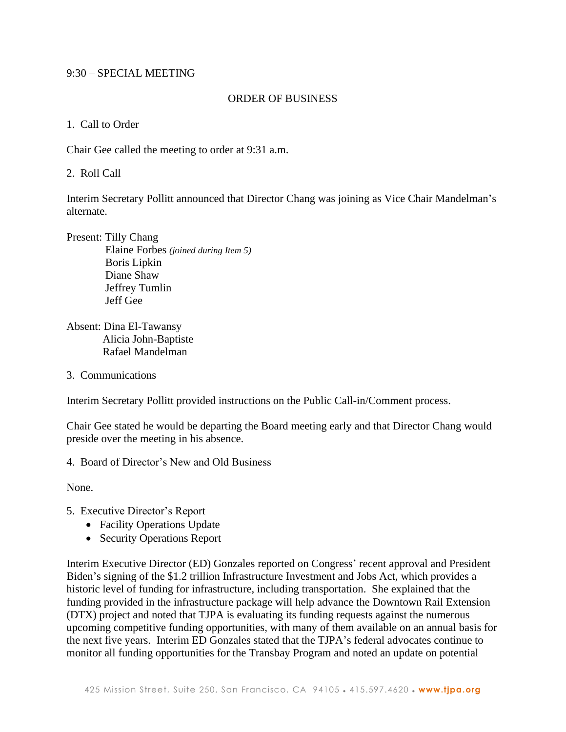9:30 – SPECIAL MEETING

ORDER OF BUSINESS

1. Call to Order

Chair Gee called the meeting to order at 9:31 a.m.

2. Roll Call

Interim Secretary Pollitt announced that Director Chang was joining as Vice Chair Mandelman's alternate.

Present: Tilly Chang
Elaine Forbes *(joined during Item 5)*
Boris Lipkin
Diane Shaw
Jeffrey Tumlin
Jeff Gee

Absent: Dina El-Tawansy
Alicia John-Baptiste
Rafael Mandelman

3. Communications

Interim Secretary Pollitt provided instructions on the Public Call-in/Comment process.

Chair Gee stated he would be departing the Board meeting early and that Director Chang would preside over the meeting in his absence.

4. Board of Director's New and Old Business

None.

5. Executive Director's Report
   - Facility Operations Update
   - Security Operations Report

Interim Executive Director (ED) Gonzales reported on Congress' recent approval and President Biden's signing of the $1.2 trillion Infrastructure Investment and Jobs Act, which provides a historic level of funding for infrastructure, including transportation. She explained that the funding provided in the infrastructure package will help advance the Downtown Rail Extension (DTX) project and noted that TJPA is evaluating its funding requests against the numerous upcoming competitive funding opportunities, with many of them available on an annual basis for the next five years. Interim ED Gonzales stated that the TJPA's federal advocates continue to monitor all funding opportunities for the Transbay Program and noted an update on potential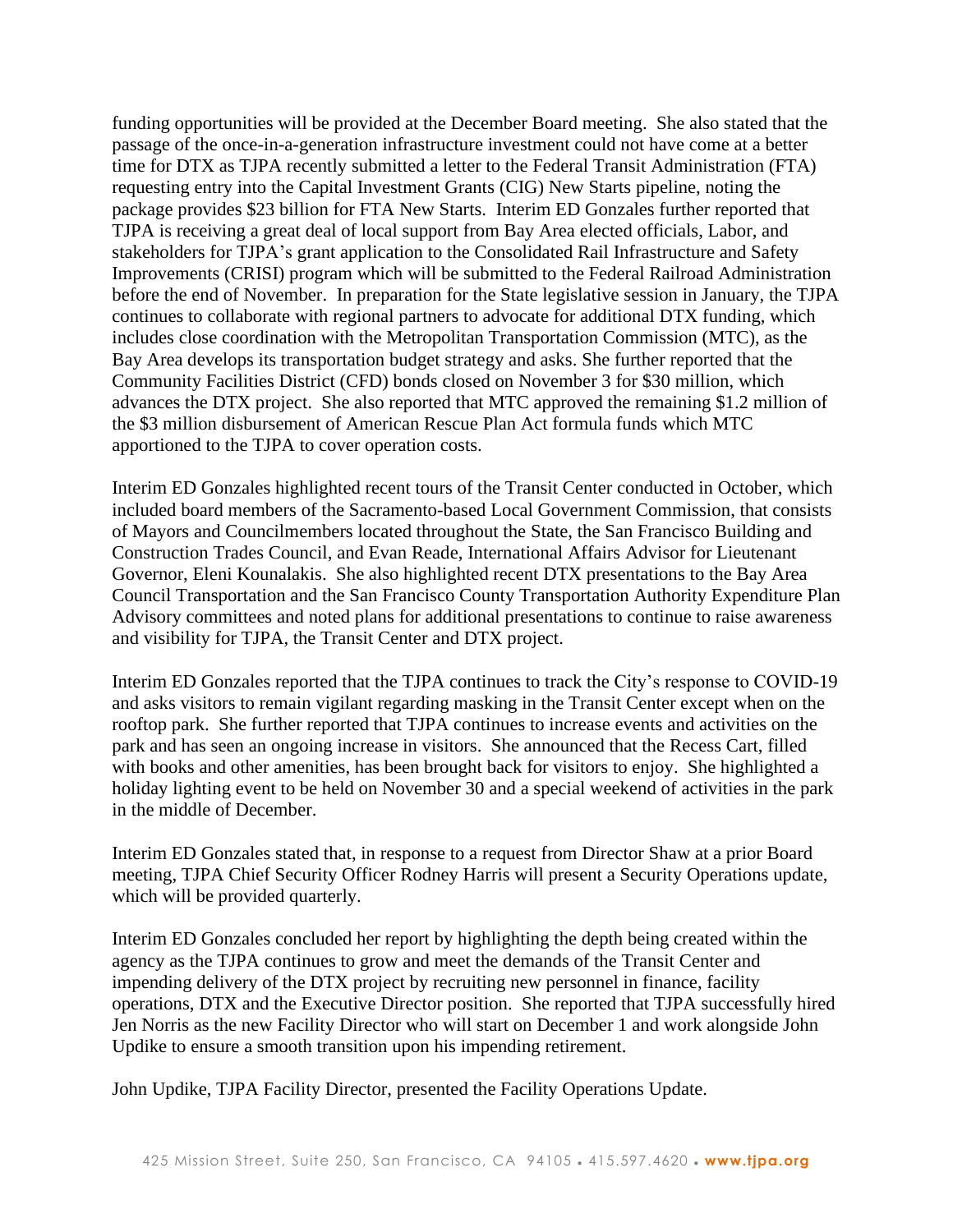funding opportunities will be provided at the December Board meeting. She also stated that the passage of the once-in-a-generation infrastructure investment could not have come at a better time for DTX as TJPA recently submitted a letter to the Federal Transit Administration (FTA) requesting entry into the Capital Investment Grants (CIG) New Starts pipeline, noting the package provides $23 billion for FTA New Starts. Interim ED Gonzales further reported that TJPA is receiving a great deal of local support from Bay Area elected officials, Labor, and stakeholders for TJPA's grant application to the Consolidated Rail Infrastructure and Safety Improvements (CRISI) program which will be submitted to the Federal Railroad Administration before the end of November. In preparation for the State legislative session in January, the TJPA continues to collaborate with regional partners to advocate for additional DTX funding, which includes close coordination with the Metropolitan Transportation Commission (MTC), as the Bay Area develops its transportation budget strategy and asks. She further reported that the Community Facilities District (CFD) bonds closed on November 3 for $30 million, which advances the DTX project. She also reported that MTC approved the remaining $1.2 million of the $3 million disbursement of American Rescue Plan Act formula funds which MTC apportioned to the TJPA to cover operation costs.

Interim ED Gonzales highlighted recent tours of the Transit Center conducted in October, which included board members of the Sacramento-based Local Government Commission, that consists of Mayors and Councilmembers located throughout the State, the San Francisco Building and Construction Trades Council, and Evan Reade, International Affairs Advisor for Lieutenant Governor, Eleni Kounalakis. She also highlighted recent DTX presentations to the Bay Area Council Transportation and the San Francisco County Transportation Authority Expenditure Plan Advisory committees and noted plans for additional presentations to continue to raise awareness and visibility for TJPA, the Transit Center and DTX project.

Interim ED Gonzales reported that the TJPA continues to track the City's response to COVID-19 and asks visitors to remain vigilant regarding masking in the Transit Center except when on the rooftop park. She further reported that TJPA continues to increase events and activities on the park and has seen an ongoing increase in visitors. She announced that the Recess Cart, filled with books and other amenities, has been brought back for visitors to enjoy. She highlighted a holiday lighting event to be held on November 30 and a special weekend of activities in the park in the middle of December.

Interim ED Gonzales stated that, in response to a request from Director Shaw at a prior Board meeting, TJPA Chief Security Officer Rodney Harris will present a Security Operations update, which will be provided quarterly.

Interim ED Gonzales concluded her report by highlighting the depth being created within the agency as the TJPA continues to grow and meet the demands of the Transit Center and impending delivery of the DTX project by recruiting new personnel in finance, facility operations, DTX and the Executive Director position. She reported that TJPA successfully hired Jen Norris as the new Facility Director who will start on December 1 and work alongside John Updike to ensure a smooth transition upon his impending retirement.

John Updike, TJPA Facility Director, presented the Facility Operations Update.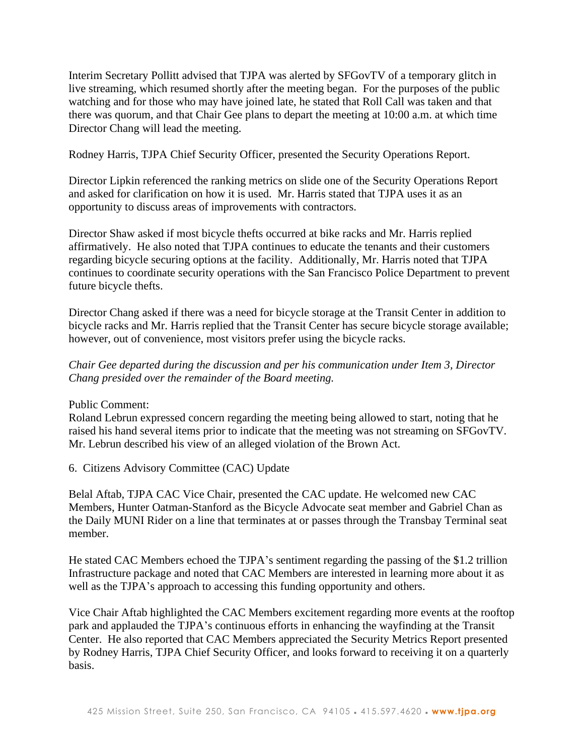Interim Secretary Pollitt advised that TJPA was alerted by SFGovTV of a temporary glitch in live streaming, which resumed shortly after the meeting began. For the purposes of the public watching and for those who may have joined late, he stated that Roll Call was taken and that there was quorum, and that Chair Gee plans to depart the meeting at 10:00 a.m. at which time Director Chang will lead the meeting.

Rodney Harris, TJPA Chief Security Officer, presented the Security Operations Report.

Director Lipkin referenced the ranking metrics on slide one of the Security Operations Report and asked for clarification on how it is used. Mr. Harris stated that TJPA uses it as an opportunity to discuss areas of improvements with contractors.

Director Shaw asked if most bicycle thefts occurred at bike racks and Mr. Harris replied affirmatively. He also noted that TJPA continues to educate the tenants and their customers regarding bicycle securing options at the facility. Additionally, Mr. Harris noted that TJPA continues to coordinate security operations with the San Francisco Police Department to prevent future bicycle thefts.

Director Chang asked if there was a need for bicycle storage at the Transit Center in addition to bicycle racks and Mr. Harris replied that the Transit Center has secure bicycle storage available; however, out of convenience, most visitors prefer using the bicycle racks.

*Chair Gee departed during the discussion and per his communication under Item 3, Director Chang presided over the remainder of the Board meeting.*

Public Comment:
Roland Lebrun expressed concern regarding the meeting being allowed to start, noting that he raised his hand several items prior to indicate that the meeting was not streaming on SFGovTV. Mr. Lebrun described his view of an alleged violation of the Brown Act.

6. Citizens Advisory Committee (CAC) Update

Belal Aftab, TJPA CAC Vice Chair, presented the CAC update. He welcomed new CAC Members, Hunter Oatman-Stanford as the Bicycle Advocate seat member and Gabriel Chan as the Daily MUNI Rider on a line that terminates at or passes through the Transbay Terminal seat member.

He stated CAC Members echoed the TJPA's sentiment regarding the passing of the $1.2 trillion Infrastructure package and noted that CAC Members are interested in learning more about it as well as the TJPA's approach to accessing this funding opportunity and others.

Vice Chair Aftab highlighted the CAC Members excitement regarding more events at the rooftop park and applauded the TJPA's continuous efforts in enhancing the wayfinding at the Transit Center. He also reported that CAC Members appreciated the Security Metrics Report presented by Rodney Harris, TJPA Chief Security Officer, and looks forward to receiving it on a quarterly basis.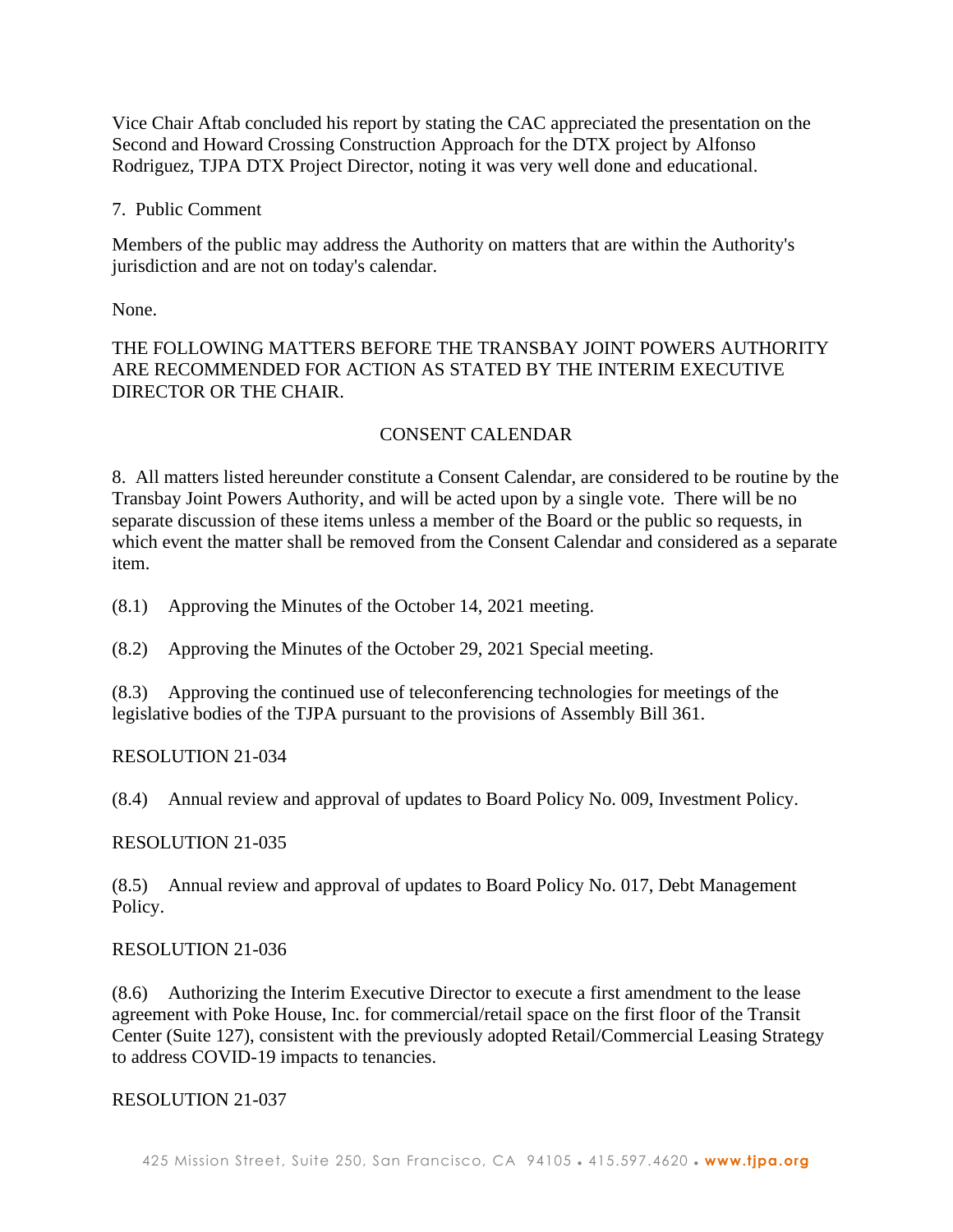Vice Chair Aftab concluded his report by stating the CAC appreciated the presentation on the Second and Howard Crossing Construction Approach for the DTX project by Alfonso Rodriguez, TJPA DTX Project Director, noting it was very well done and educational.

7. Public Comment

Members of the public may address the Authority on matters that are within the Authority's jurisdiction and are not on today's calendar.

None.

THE FOLLOWING MATTERS BEFORE THE TRANSBAY JOINT POWERS AUTHORITY ARE RECOMMENDED FOR ACTION AS STATED BY THE INTERIM EXECUTIVE DIRECTOR OR THE CHAIR.

CONSENT CALENDAR

8. All matters listed hereunder constitute a Consent Calendar, are considered to be routine by the Transbay Joint Powers Authority, and will be acted upon by a single vote. There will be no separate discussion of these items unless a member of the Board or the public so requests, in which event the matter shall be removed from the Consent Calendar and considered as a separate item.

(8.1) Approving the Minutes of the October 14, 2021 meeting.

(8.2) Approving the Minutes of the October 29, 2021 Special meeting.

(8.3) Approving the continued use of teleconferencing technologies for meetings of the legislative bodies of the TJPA pursuant to the provisions of Assembly Bill 361.

RESOLUTION 21-034

(8.4) Annual review and approval of updates to Board Policy No. 009, Investment Policy.

RESOLUTION 21-035

(8.5) Annual review and approval of updates to Board Policy No. 017, Debt Management Policy.

RESOLUTION 21-036

(8.6) Authorizing the Interim Executive Director to execute a first amendment to the lease agreement with Poke House, Inc. for commercial/retail space on the first floor of the Transit Center (Suite 127), consistent with the previously adopted Retail/Commercial Leasing Strategy to address COVID-19 impacts to tenancies.

RESOLUTION 21-037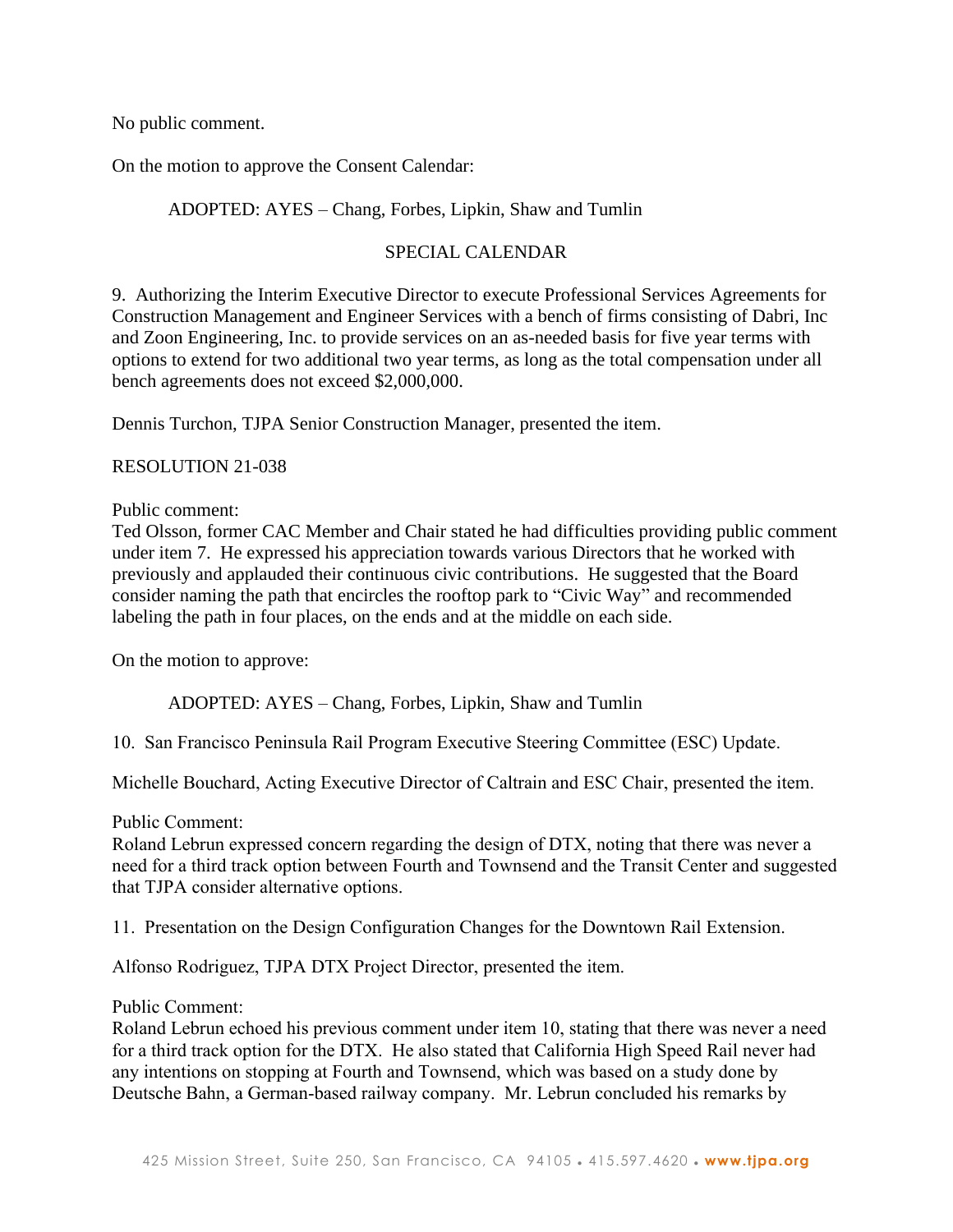No public comment.

On the motion to approve the Consent Calendar:

ADOPTED: AYES – Chang, Forbes, Lipkin, Shaw and Tumlin

SPECIAL CALENDAR

9. Authorizing the Interim Executive Director to execute Professional Services Agreements for Construction Management and Engineer Services with a bench of firms consisting of Dabri, Inc and Zoon Engineering, Inc. to provide services on an as-needed basis for five year terms with options to extend for two additional two year terms, as long as the total compensation under all bench agreements does not exceed $2,000,000.

Dennis Turchon, TJPA Senior Construction Manager, presented the item.

RESOLUTION 21-038

Public comment:
Ted Olsson, former CAC Member and Chair stated he had difficulties providing public comment under item 7. He expressed his appreciation towards various Directors that he worked with previously and applauded their continuous civic contributions. He suggested that the Board consider naming the path that encircles the rooftop park to "Civic Way" and recommended labeling the path in four places, on the ends and at the middle on each side.

On the motion to approve:

ADOPTED: AYES – Chang, Forbes, Lipkin, Shaw and Tumlin

10. San Francisco Peninsula Rail Program Executive Steering Committee (ESC) Update.

Michelle Bouchard, Acting Executive Director of Caltrain and ESC Chair, presented the item.

Public Comment:
Roland Lebrun expressed concern regarding the design of DTX, noting that there was never a need for a third track option between Fourth and Townsend and the Transit Center and suggested that TJPA consider alternative options.

11. Presentation on the Design Configuration Changes for the Downtown Rail Extension.

Alfonso Rodriguez, TJPA DTX Project Director, presented the item.

Public Comment:
Roland Lebrun echoed his previous comment under item 10, stating that there was never a need for a third track option for the DTX. He also stated that California High Speed Rail never had any intentions on stopping at Fourth and Townsend, which was based on a study done by Deutsche Bahn, a German-based railway company. Mr. Lebrun concluded his remarks by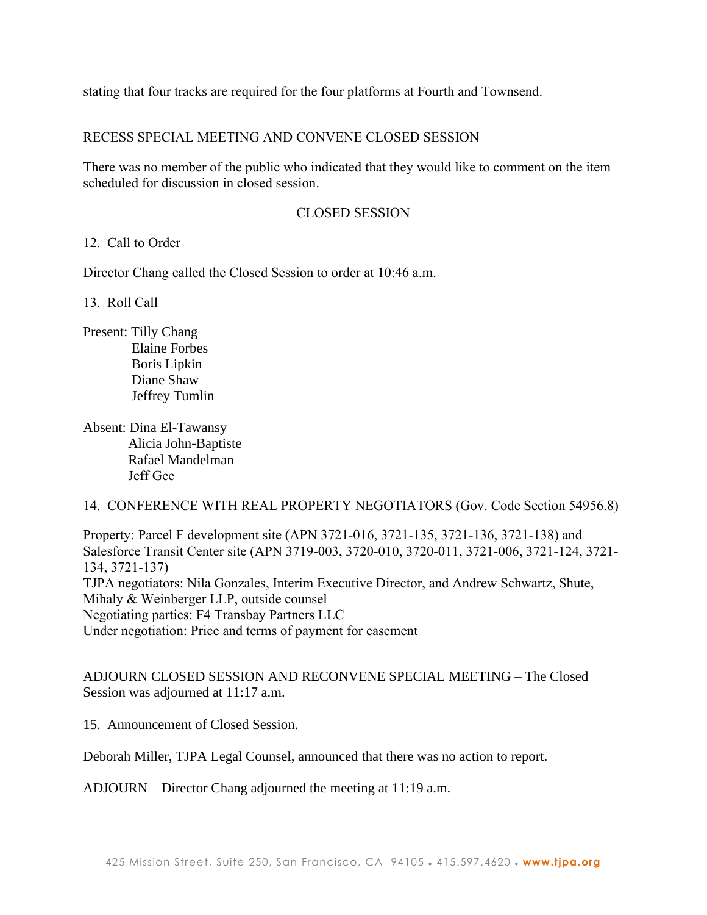stating that four tracks are required for the four platforms at Fourth and Townsend.

RECESS SPECIAL MEETING AND CONVENE CLOSED SESSION

There was no member of the public who indicated that they would like to comment on the item scheduled for discussion in closed session.

CLOSED SESSION

12. Call to Order

Director Chang called the Closed Session to order at 10:46 a.m.

13. Roll Call

Present: Tilly Chang
Elaine Forbes
Boris Lipkin
Diane Shaw
Jeffrey Tumlin

Absent: Dina El-Tawansy
Alicia John-Baptiste
Rafael Mandelman
Jeff Gee

14. CONFERENCE WITH REAL PROPERTY NEGOTIATORS (Gov. Code Section 54956.8)

Property: Parcel F development site (APN 3721-016, 3721-135, 3721-136, 3721-138) and Salesforce Transit Center site (APN 3719-003, 3720-010, 3720-011, 3721-006, 3721-124, 3721-134, 3721-137)
TJPA negotiators: Nila Gonzales, Interim Executive Director, and Andrew Schwartz, Shute, Mihaly & Weinberger LLP, outside counsel
Negotiating parties: F4 Transbay Partners LLC
Under negotiation: Price and terms of payment for easement

ADJOURN CLOSED SESSION AND RECONVENE SPECIAL MEETING – The Closed Session was adjourned at 11:17 a.m.

15. Announcement of Closed Session.

Deborah Miller, TJPA Legal Counsel, announced that there was no action to report.

ADJOURN – Director Chang adjourned the meeting at 11:19 a.m.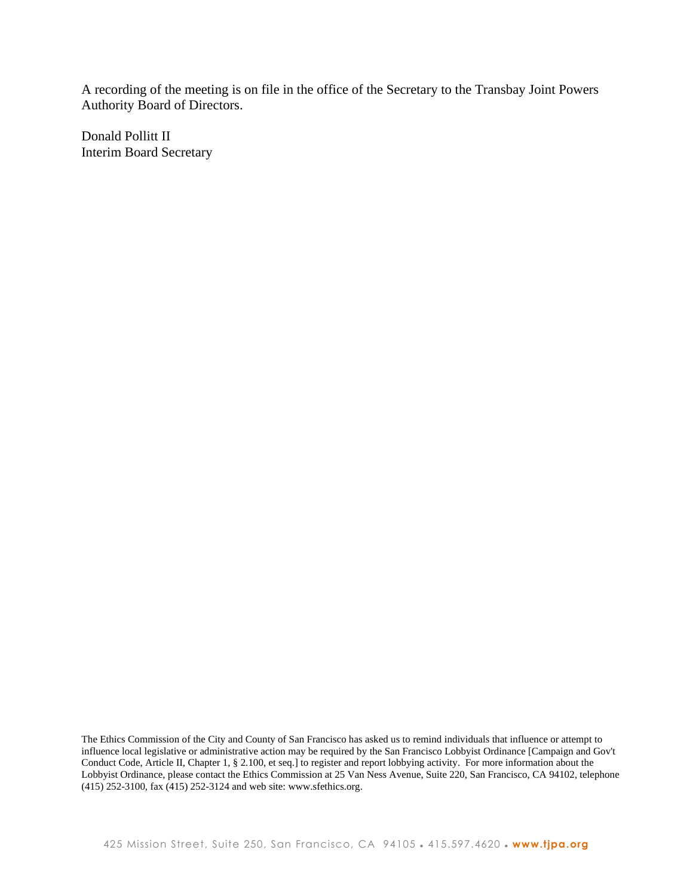A recording of the meeting is on file in the office of the Secretary to the Transbay Joint Powers Authority Board of Directors.

Donald Pollitt II
Interim Board Secretary

The Ethics Commission of the City and County of San Francisco has asked us to remind individuals that influence or attempt to influence local legislative or administrative action may be required by the San Francisco Lobbyist Ordinance [Campaign and Gov't Conduct Code, Article II, Chapter 1, § 2.100, et seq.] to register and report lobbying activity. For more information about the Lobbyist Ordinance, please contact the Ethics Commission at 25 Van Ness Avenue, Suite 220, San Francisco, CA 94102, telephone (415) 252-3100, fax (415) 252-3124 and web site: www.sfethics.org.